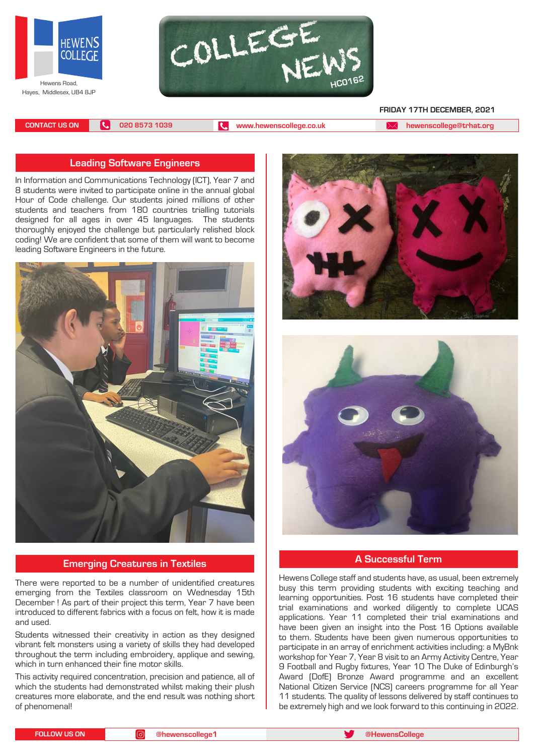HEWENS COLLEGE

Hewens Road,
Hayes, Middlesex, UB4 8JP

# COLLEGE NEWS

HC0162

FRIDAY 17TH DECEMBER, 2021

CONTACT US ON | 020 8573 1039 | www.hewenscollege.co.uk | hewenscollege@trhat.org

## Leading Software Engineers

In Information and Communications Technology (ICT), Year 7 and 8 students were invited to participate online in the annual global Hour of Code challenge. Our students joined millions of other students and teachers from 180 countries trialling tutorials designed for all ages in over 45 languages. The students thoroughly enjoyed the challenge but particularly relished block coding! We are confident that some of them will want to become leading Software Engineers in the future.

## Emerging Creatures in Textiles

There were reported to be a number of unidentified creatures emerging from the Textiles classroom on Wednesday 15th December ! As part of their project this term, Year 7 have been introduced to different fabrics with a focus on felt, how it is made and used.

Students witnessed their creativity in action as they designed vibrant felt monsters using a variety of skills they had developed throughout the term including embroidery, applique and sewing, which in turn enhanced their fine motor skills.

This activity required concentration, precision and patience, all of which the students had demonstrated whilst making their plush creatures more elaborate, and the end result was nothing short of phenomenal!

## A Successful Term

Hewens College staff and students have, as usual, been extremely busy this term providing students with exciting teaching and learning opportunities. Post 16 students have completed their trial examinations and worked diligently to complete UCAS applications. Year 11 completed their trial examinations and have been given an insight into the Post 16 Options available to them. Students have been given numerous opportunities to participate in an array of enrichment activities including: a MyBnk workshop for Year 7, Year 8 visit to an Army Activity Centre, Year 9 Football and Rugby fixtures, Year 10 The Duke of Edinburgh's Award (DofE) Bronze Award programme and an excellent National Citizen Service (NCS) careers programme for all Year 11 students. The quality of lessons delivered by staff continues to be extremely high and we look forward to this continuing in 2022.

FOLLOW US ON | @hewenscollege1 | @HewensCollege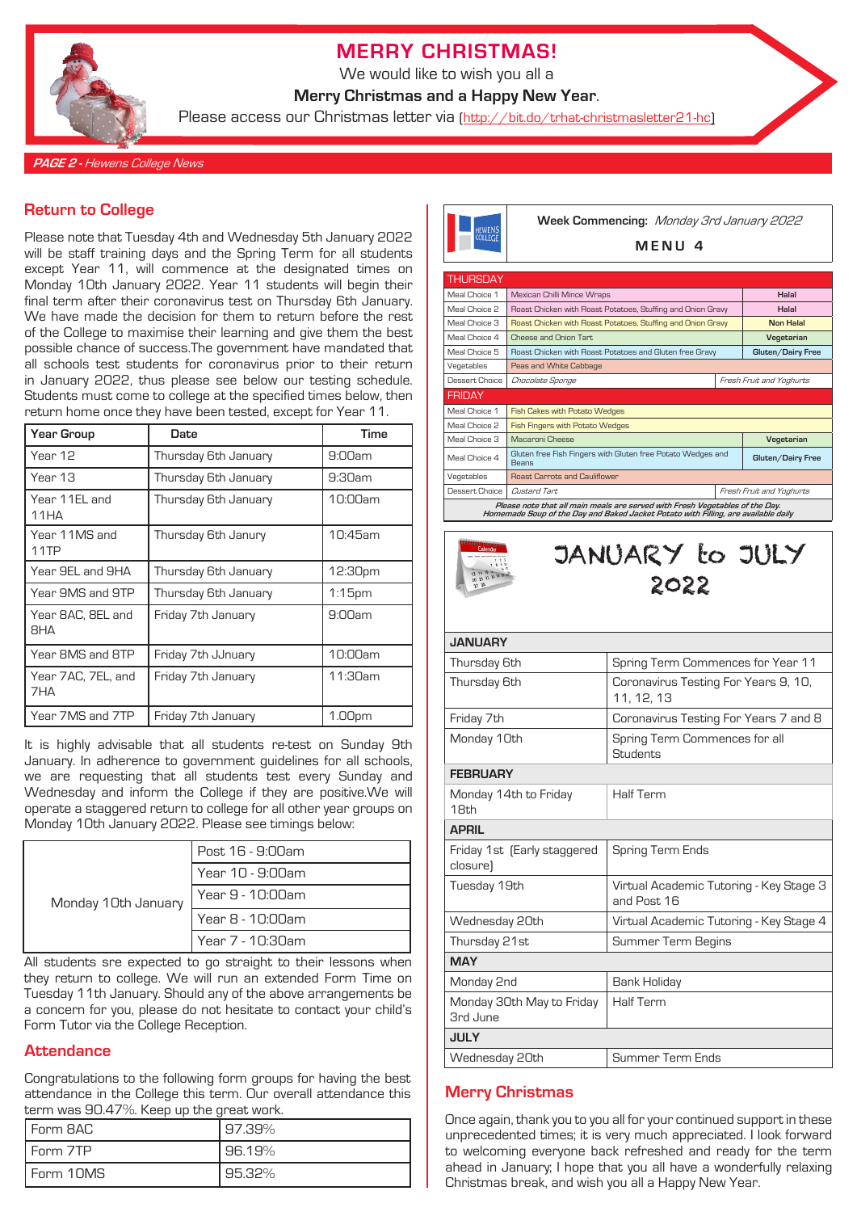# MERRY CHRISTMAS!

We would like to wish you all a

**Merry Christmas and a Happy New Year**.

Please access our Christmas letter via (http://bit.do/trhat-christmasletter21-hc)

**PAGE 2** - *Hewens College News*

## Return to College

Please note that Tuesday 4th and Wednesday 5th January 2022 will be staff training days and the Spring Term for all students except Year 11, will commence at the designated times on Monday 10th January 2022. Year 11 students will begin their final term after their coronavirus test on Thursday 6th January. We have made the decision for them to return before the rest of the College to maximise their learning and give them the best possible chance of success.The government have mandated that all schools test students for coronavirus prior to their return in January 2022, thus please see below our testing schedule. Students must come to college at the specified times below, then return home once they have been tested, except for Year 11.

| Year Group | Date | Time |
|---|---|---|
| Year 12 | Thursday 6th January | 9:00am |
| Year 13 | Thursday 6th January | 9:30am |
| Year 11EL and 11HA | Thursday 6th January | 10:00am |
| Year 11MS and 11TP | Thursday 6th Janury | 10:45am |
| Year 9EL and 9HA | Thursday 6th January | 12:30pm |
| Year 9MS and 9TP | Thursday 6th January | 1:15pm |
| Year 8AC, 8EL and 8HA | Friday 7th January | 9:00am |
| Year 8MS and 8TP | Friday 7th JJnuary | 10:00am |
| Year 7AC, 7EL, and 7HA | Friday 7th January | 11:30am |
| Year 7MS and 7TP | Friday 7th January | 1.00pm |

It is highly advisable that all students re-test on Sunday 9th January. In adherence to government guidelines for all schools, we are requesting that all students test every Sunday and Wednesday and inform the College if they are positive.We will operate a staggered return to college for all other year groups on Monday 10th January 2022. Please see timings below:

| | |
|---|---|
| Monday 10th January | Post 16 - 9:00am |
| | Year 10 - 9:00am |
| | Year 9 - 10:00am |
| | Year 8 - 10:00am |
| | Year 7 - 10:30am |

All students sre expected to go straight to their lessons when they return to college. We will run an extended Form Time on Tuesday 11th January. Should any of the above arrangements be a concern for you, please do not hesitate to contact your child's Form Tutor via the College Reception.

## Attendance

Congratulations to the following form groups for having the best attendance in the College this term. Our overall attendance this term was 90.47%. Keep up the great work.

| | |
|---|---|
| Form 8AC | 97.39% |
| Form 7TP | 96.19% |
| Form 10MS | 95.32% |

**Week Commencing:** *Monday 3rd January 2022*

**MENU 4**

| THURSDAY | | |
|---|---|---|
| Meal Choice 1 | Mexican Chilli Mince Wraps | Halal |
| Meal Choice 2 | Roast Chicken with Roast Potatoes, Stuffing and Onion Gravy | Halal |
| Meal Choice 3 | Roast Chicken with Roast Potatoes, Stuffing and Onion Gravy | Non Halal |
| Meal Choice 4 | Cheese and Onion Tart | Vegetarian |
| Meal Choice 5 | Roast Chicken with Roast Potatoes and Gluten free Gravy | Gluten/Dairy Free |
| Vegetables | Peas and White Cabbage | |
| Dessert Choice | *Chocolate Sponge* | *Fresh Fruit and Yoghurts* |
| **FRIDAY** | | |
| Meal Choice 1 | Fish Cakes with Potato Wedges | |
| Meal Choice 2 | Fish Fingers with Potato Wedges | |
| Meal Choice 3 | Macaroni Cheese | Vegetarian |
| Meal Choice 4 | Gluten free Fish Fingers with Gluten free Potato Wedges and Beans | Gluten/Dairy Free |
| Vegetables | Roast Carrots and Cauliflower | |
| Dessert Choice | *Custard Tart* | *Fresh Fruit and Yoghurts* |

*Please note that all main meals are served with Fresh Vegetables of the Day.*
*Homemade Soup of the Day and Baked Jacket Potato with Filling, are available daily*

## JANUARY to JULY 2022

| | |
|---|---|
| **JANUARY** | |
| Thursday 6th | Spring Term Commences for Year 11 |
| Thursday 6th | Coronavirus Testing For Years 9, 10, 11, 12, 13 |
| Friday 7th | Coronavirus Testing For Years 7 and 8 |
| Monday 10th | Spring Term Commences for all Students |
| **FEBRUARY** | |
| Monday 14th to Friday 18th | Half Term |
| **APRIL** | |
| Friday 1st (Early staggered closure) | Spring Term Ends |
| Tuesday 19th | Virtual Academic Tutoring - Key Stage 3 and Post 16 |
| Wednesday 20th | Virtual Academic Tutoring - Key Stage 4 |
| Thursday 21st | Summer Term Begins |
| **MAY** | |
| Monday 2nd | Bank Holiday |
| Monday 30th May to Friday 3rd June | Half Term |
| **JULY** | |
| Wednesday 20th | Summer Term Ends |

## Merry Christmas

Once again, thank you to you all for your continued support in these unprecedented times; it is very much appreciated. I look forward to welcoming everyone back refreshed and ready for the term ahead in January; I hope that you all have a wonderfully relaxing Christmas break, and wish you all a Happy New Year.